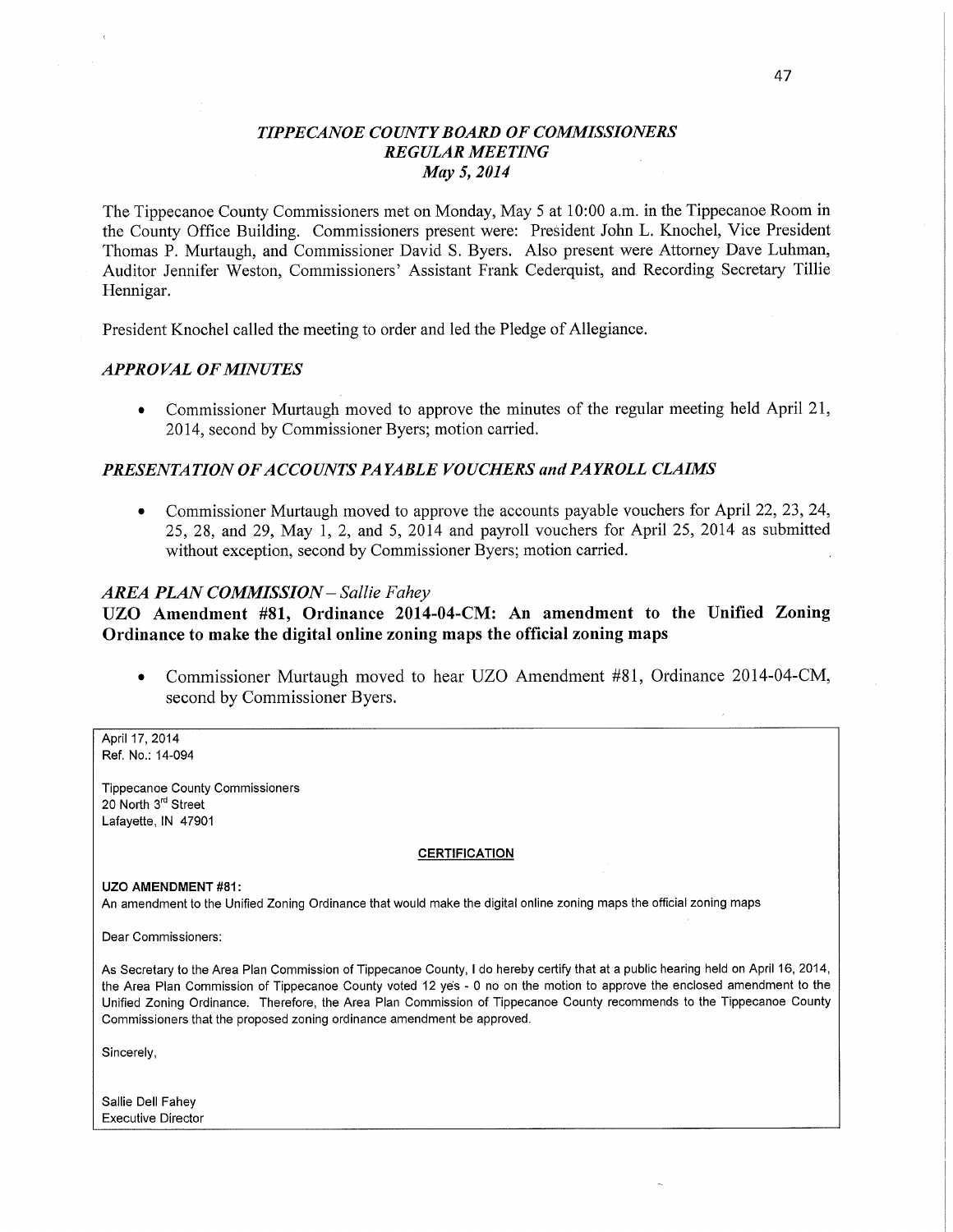# *TIPPECANOE COUNTY BOARD OF COMMISSIONERS*
## *REGULAR MEETING*
### *May 5, 2014*

The Tippecanoe County Commissioners met on Monday, May 5 at 10:00 a.m. in the Tippecanoe Room in the County Office Building. Commissioners present were: President John L. Knochel, Vice President Thomas P. Murtaugh, and Commissioner David S. Byers. Also present were Attorney Dave Luhman, Auditor Jennifer Weston, Commissioners' Assistant Frank Cederquist, and Recording Secretary Tillie Hennigar.

President Knochel called the meeting to order and led the Pledge of Allegiance.

### *APPROVAL OF MINUTES*

- Commissioner Murtaugh moved to approve the minutes of the regular meeting held April 21, 2014, second by Commissioner Byers; motion carried.

### *PRESENTATION OF ACCOUNTS PAYABLE VOUCHERS and PAYROLL CLAIMS*

- Commissioner Murtaugh moved to approve the accounts payable vouchers for April 22, 23, 24, 25, 28, and 29, May 1, 2, and 5, 2014 and payroll vouchers for April 25, 2014 as submitted without exception, second by Commissioner Byers; motion carried.

### *AREA PLAN COMMISSION – Sallie Fahey*

**UZO Amendment #81, Ordinance 2014-04-CM: An amendment to the Unified Zoning Ordinance to make the digital online zoning maps the official zoning maps**

- Commissioner Murtaugh moved to hear UZO Amendment #81, Ordinance 2014-04-CM, second by Commissioner Byers.

April 17, 2014
Ref. No.: 14-094

Tippecanoe County Commissioners
20 North 3rd Street
Lafayette, IN 47901

**CERTIFICATION**

**UZO AMENDMENT #81:**
An amendment to the Unified Zoning Ordinance that would make the digital online zoning maps the official zoning maps

Dear Commissioners:

As Secretary to the Area Plan Commission of Tippecanoe County, I do hereby certify that at a public hearing held on April 16, 2014, the Area Plan Commission of Tippecanoe County voted 12 yes - 0 no on the motion to approve the enclosed amendment to the Unified Zoning Ordinance. Therefore, the Area Plan Commission of Tippecanoe County recommends to the Tippecanoe County Commissioners that the proposed zoning ordinance amendment be approved.

Sincerely,

Sallie Dell Fahey
Executive Director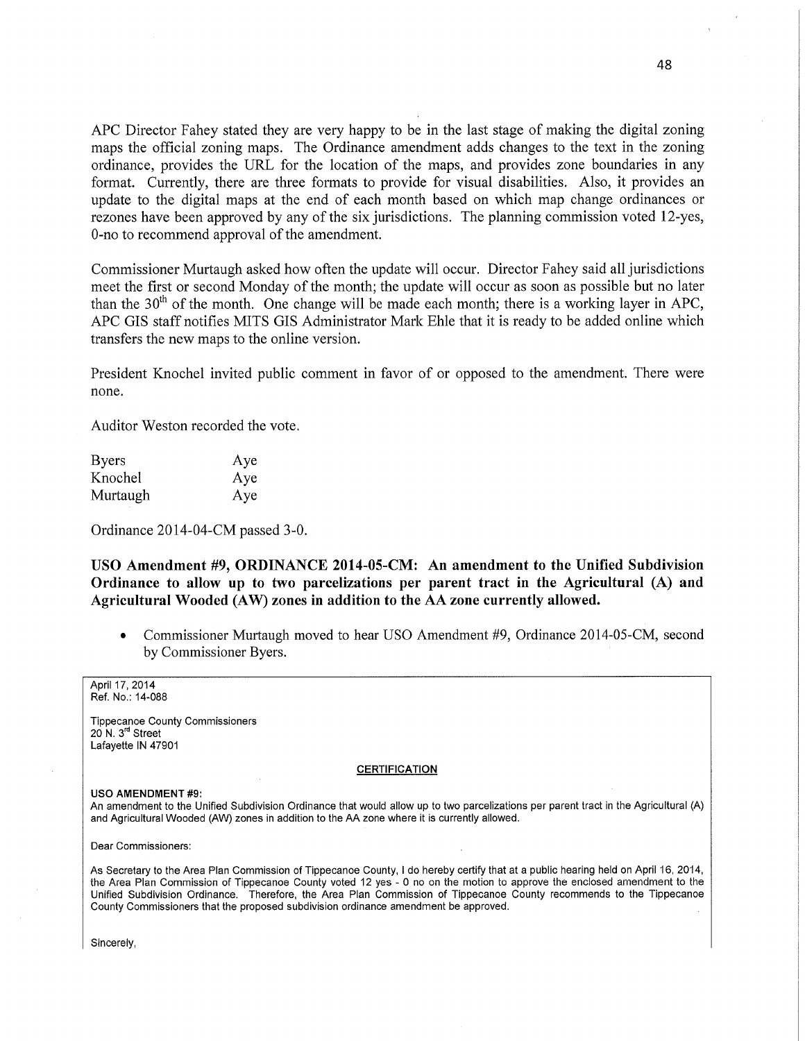APC Director Fahey stated they are very happy to be in the last stage of making the digital zoning maps the official zoning maps. The Ordinance amendment adds changes to the text in the zoning ordinance, provides the URL for the location of the maps, and provides zone boundaries in any format. Currently, there are three formats to provide for visual disabilities. Also, it provides an update to the digital maps at the end of each month based on which map change ordinances or rezones have been approved by any of the six jurisdictions. The planning commission voted 12-yes, 0-no to recommend approval of the amendment.

Commissioner Murtaugh asked how often the update will occur. Director Fahey said all jurisdictions meet the first or second Monday of the month; the update will occur as soon as possible but no later than the 30th of the month. One change will be made each month; there is a working layer in APC, APC GIS staff notifies MITS GIS Administrator Mark Ehle that it is ready to be added online which transfers the new maps to the online version.

President Knochel invited public comment in favor of or opposed to the amendment. There were none.

Auditor Weston recorded the vote.

| | |
|---|---|
| Byers | Aye |
| Knochel | Aye |
| Murtaugh | Aye |

Ordinance 2014-04-CM passed 3-0.

**USO Amendment #9, ORDINANCE 2014-05-CM: An amendment to the Unified Subdivision Ordinance to allow up to two parcelizations per parent tract in the Agricultural (A) and Agricultural Wooded (AW) zones in addition to the AA zone currently allowed.**

- Commissioner Murtaugh moved to hear USO Amendment #9, Ordinance 2014-05-CM, second by Commissioner Byers.

April 17, 2014
Ref. No.: 14-088

Tippecanoe County Commissioners
20 N. 3rd Street
Lafayette IN 47901

**CERTIFICATION**

**USO AMENDMENT #9:**
An amendment to the Unified Subdivision Ordinance that would allow up to two parcelizations per parent tract in the Agricultural (A) and Agricultural Wooded (AW) zones in addition to the AA zone where it is currently allowed.

Dear Commissioners:

As Secretary to the Area Plan Commission of Tippecanoe County, I do hereby certify that at a public hearing held on April 16, 2014, the Area Plan Commission of Tippecanoe County voted 12 yes - 0 no on the motion to approve the enclosed amendment to the Unified Subdivision Ordinance. Therefore, the Area Plan Commission of Tippecanoe County recommends to the Tippecanoe County Commissioners that the proposed subdivision ordinance amendment be approved.

Sincerely,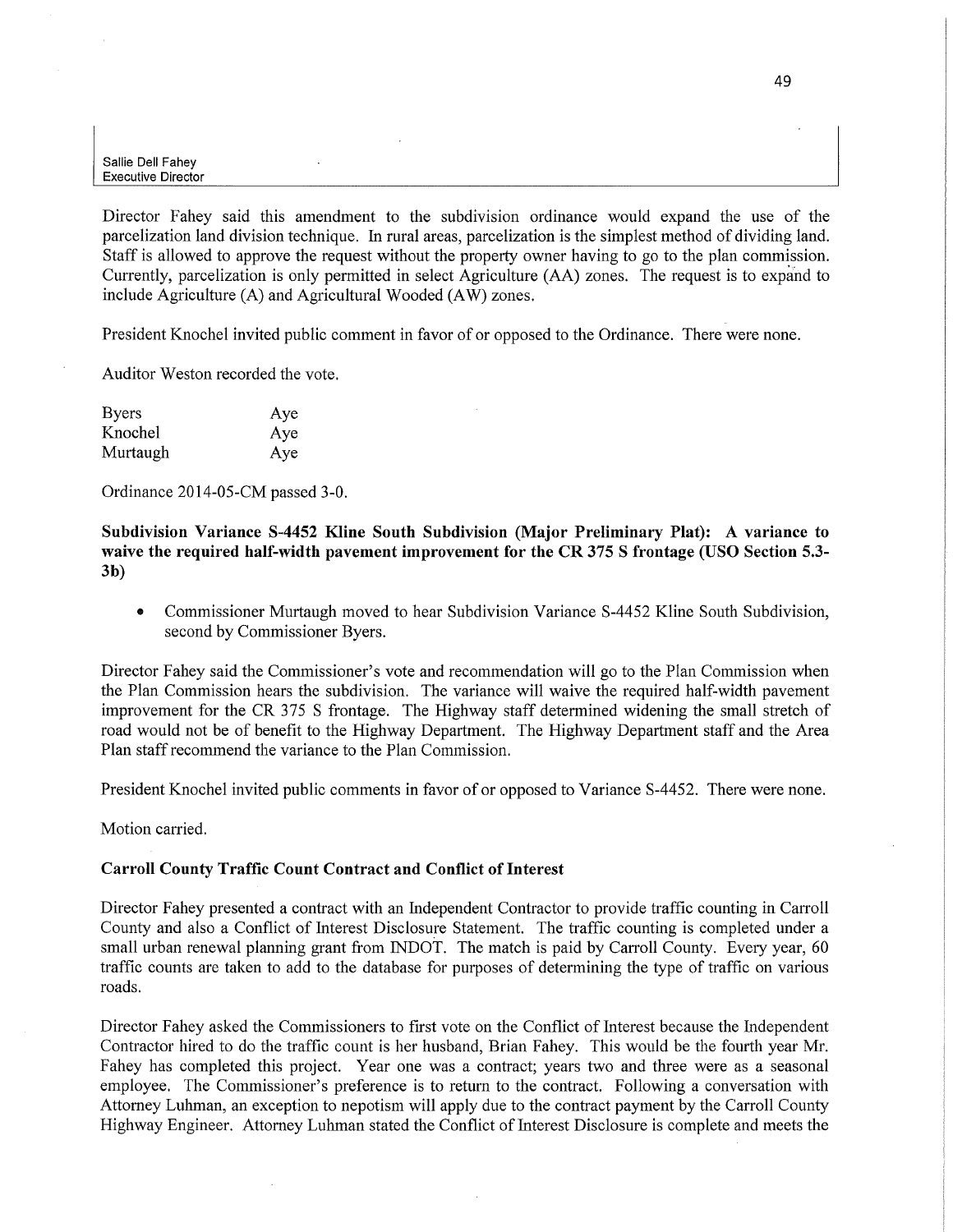Sallie Dell Fahey
Executive Director

Director Fahey said this amendment to the subdivision ordinance would expand the use of the parcelization land division technique. In rural areas, parcelization is the simplest method of dividing land. Staff is allowed to approve the request without the property owner having to go to the plan commission. Currently, parcelization is only permitted in select Agriculture (AA) zones. The request is to expand to include Agriculture (A) and Agricultural Wooded (AW) zones.

President Knochel invited public comment in favor of or opposed to the Ordinance. There were none.

Auditor Weston recorded the vote.

| | |
|---|---|
| Byers | Aye |
| Knochel | Aye |
| Murtaugh | Aye |

Ordinance 2014-05-CM passed 3-0.

**Subdivision Variance S-4452 Kline South Subdivision (Major Preliminary Plat): A variance to waive the required half-width pavement improvement for the CR 375 S frontage (USO Section 5.3-3b)**

- Commissioner Murtaugh moved to hear Subdivision Variance S-4452 Kline South Subdivision, second by Commissioner Byers.

Director Fahey said the Commissioner's vote and recommendation will go to the Plan Commission when the Plan Commission hears the subdivision. The variance will waive the required half-width pavement improvement for the CR 375 S frontage. The Highway staff determined widening the small stretch of road would not be of benefit to the Highway Department. The Highway Department staff and the Area Plan staff recommend the variance to the Plan Commission.

President Knochel invited public comments in favor of or opposed to Variance S-4452. There were none.

Motion carried.

**Carroll County Traffic Count Contract and Conflict of Interest**

Director Fahey presented a contract with an Independent Contractor to provide traffic counting in Carroll County and also a Conflict of Interest Disclosure Statement. The traffic counting is completed under a small urban renewal planning grant from INDOT. The match is paid by Carroll County. Every year, 60 traffic counts are taken to add to the database for purposes of determining the type of traffic on various roads.

Director Fahey asked the Commissioners to first vote on the Conflict of Interest because the Independent Contractor hired to do the traffic count is her husband, Brian Fahey. This would be the fourth year Mr. Fahey has completed this project. Year one was a contract; years two and three were as a seasonal employee. The Commissioner's preference is to return to the contract. Following a conversation with Attorney Luhman, an exception to nepotism will apply due to the contract payment by the Carroll County Highway Engineer. Attorney Luhman stated the Conflict of Interest Disclosure is complete and meets the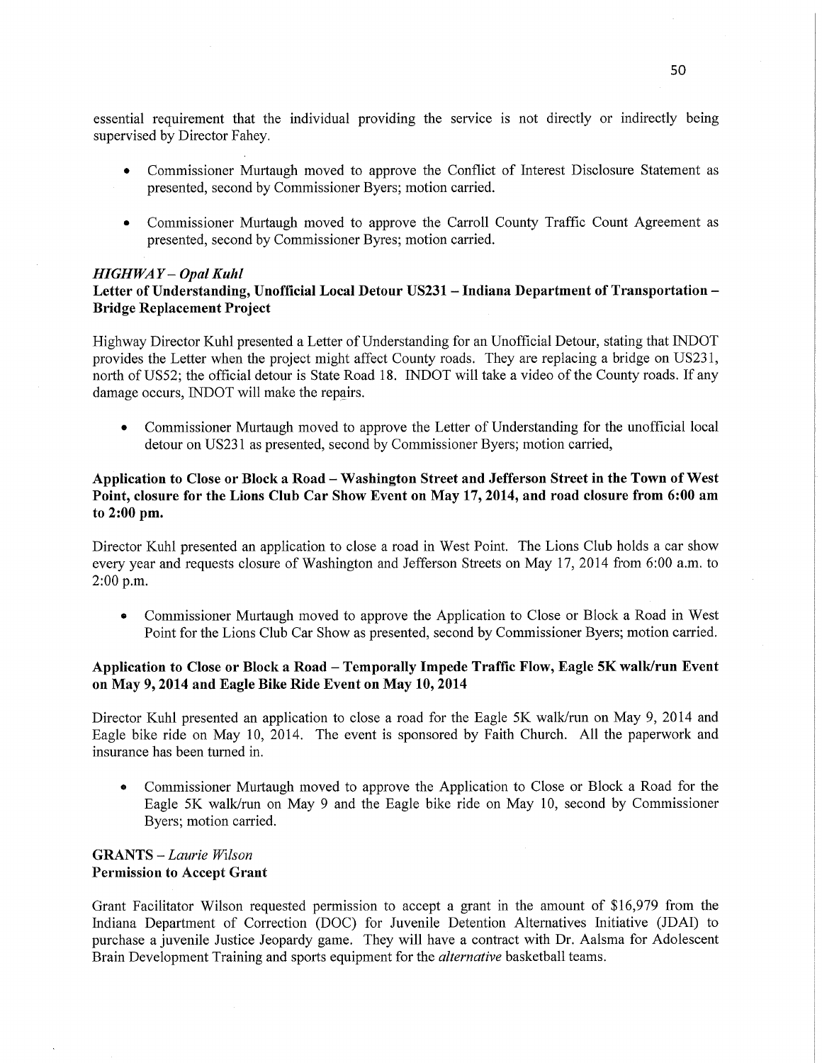essential requirement that the individual providing the service is not directly or indirectly being supervised by Director Fahey.

- Commissioner Murtaugh moved to approve the Conflict of Interest Disclosure Statement as presented, second by Commissioner Byers; motion carried.

- Commissioner Murtaugh moved to approve the Carroll County Traffic Count Agreement as presented, second by Commissioner Byres; motion carried.

### *HIGHWAY – Opal Kuhl*

**Letter of Understanding, Unofficial Local Detour US231 – Indiana Department of Transportation – Bridge Replacement Project**

Highway Director Kuhl presented a Letter of Understanding for an Unofficial Detour, stating that INDOT provides the Letter when the project might affect County roads. They are replacing a bridge on US231, north of US52; the official detour is State Road 18. INDOT will take a video of the County roads. If any damage occurs, INDOT will make the repairs.

- Commissioner Murtaugh moved to approve the Letter of Understanding for the unofficial local detour on US231 as presented, second by Commissioner Byers; motion carried,

**Application to Close or Block a Road – Washington Street and Jefferson Street in the Town of West Point, closure for the Lions Club Car Show Event on May 17, 2014, and road closure from 6:00 am to 2:00 pm.**

Director Kuhl presented an application to close a road in West Point. The Lions Club holds a car show every year and requests closure of Washington and Jefferson Streets on May 17, 2014 from 6:00 a.m. to 2:00 p.m.

- Commissioner Murtaugh moved to approve the Application to Close or Block a Road in West Point for the Lions Club Car Show as presented, second by Commissioner Byers; motion carried.

**Application to Close or Block a Road – Temporally Impede Traffic Flow, Eagle 5K walk/run Event on May 9, 2014 and Eagle Bike Ride Event on May 10, 2014**

Director Kuhl presented an application to close a road for the Eagle 5K walk/run on May 9, 2014 and Eagle bike ride on May 10, 2014. The event is sponsored by Faith Church. All the paperwork and insurance has been turned in.

- Commissioner Murtaugh moved to approve the Application to Close or Block a Road for the Eagle 5K walk/run on May 9 and the Eagle bike ride on May 10, second by Commissioner Byers; motion carried.

### **GRANTS** – *Laurie Wilson*

**Permission to Accept Grant**

Grant Facilitator Wilson requested permission to accept a grant in the amount of $16,979 from the Indiana Department of Correction (DOC) for Juvenile Detention Alternatives Initiative (JDAI) to purchase a juvenile Justice Jeopardy game. They will have a contract with Dr. Aalsma for Adolescent Brain Development Training and sports equipment for the *alternative* basketball teams.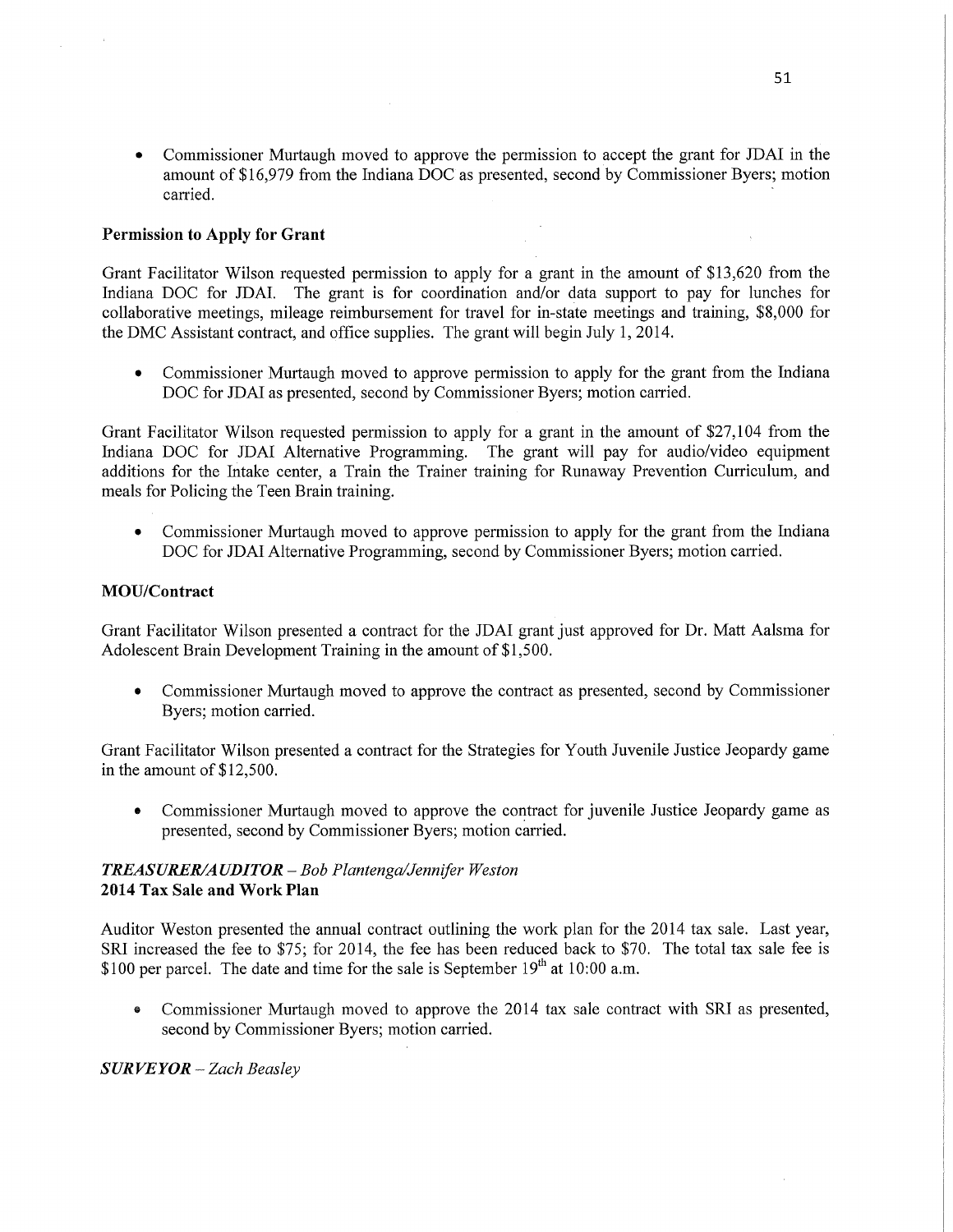- Commissioner Murtaugh moved to approve the permission to accept the grant for JDAI in the amount of $16,979 from the Indiana DOC as presented, second by Commissioner Byers; motion carried.

**Permission to Apply for Grant**

Grant Facilitator Wilson requested permission to apply for a grant in the amount of $13,620 from the Indiana DOC for JDAI. The grant is for coordination and/or data support to pay for lunches for collaborative meetings, mileage reimbursement for travel for in-state meetings and training, $8,000 for the DMC Assistant contract, and office supplies. The grant will begin July 1, 2014.

- Commissioner Murtaugh moved to approve permission to apply for the grant from the Indiana DOC for JDAI as presented, second by Commissioner Byers; motion carried.

Grant Facilitator Wilson requested permission to apply for a grant in the amount of $27,104 from the Indiana DOC for JDAI Alternative Programming. The grant will pay for audio/video equipment additions for the Intake center, a Train the Trainer training for Runaway Prevention Curriculum, and meals for Policing the Teen Brain training.

- Commissioner Murtaugh moved to approve permission to apply for the grant from the Indiana DOC for JDAI Alternative Programming, second by Commissioner Byers; motion carried.

**MOU/Contract**

Grant Facilitator Wilson presented a contract for the JDAI grant just approved for Dr. Matt Aalsma for Adolescent Brain Development Training in the amount of $1,500.

- Commissioner Murtaugh moved to approve the contract as presented, second by Commissioner Byers; motion carried.

Grant Facilitator Wilson presented a contract for the Strategies for Youth Juvenile Justice Jeopardy game in the amount of $12,500.

- Commissioner Murtaugh moved to approve the contract for juvenile Justice Jeopardy game as presented, second by Commissioner Byers; motion carried.

***TREASURER/AUDITOR** – Bob Plantenga/Jennifer Weston*
**2014 Tax Sale and Work Plan**

Auditor Weston presented the annual contract outlining the work plan for the 2014 tax sale. Last year, SRI increased the fee to $75; for 2014, the fee has been reduced back to $70. The total tax sale fee is $100 per parcel. The date and time for the sale is September 19th at 10:00 a.m.

- Commissioner Murtaugh moved to approve the 2014 tax sale contract with SRI as presented, second by Commissioner Byers; motion carried.

***SURVEYOR** – Zach Beasley*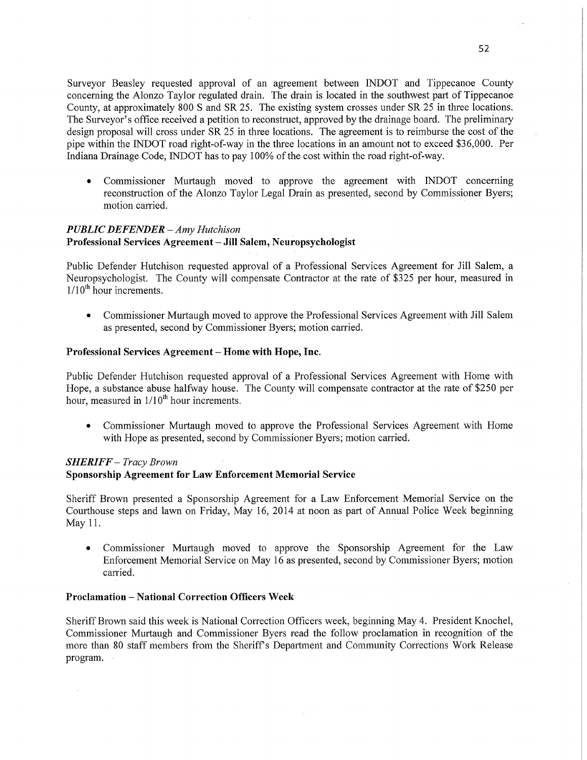Surveyor Beasley requested approval of an agreement between INDOT and Tippecanoe County concerning the Alonzo Taylor regulated drain. The drain is located in the southwest part of Tippecanoe County, at approximately 800 S and SR 25. The existing system crosses under SR 25 in three locations. The Surveyor's office received a petition to reconstruct, approved by the drainage board. The preliminary design proposal will cross under SR 25 in three locations. The agreement is to reimburse the cost of the pipe within the INDOT road right-of-way in the three locations in an amount not to exceed $36,000. Per Indiana Drainage Code, INDOT has to pay 100% of the cost within the road right-of-way.

- Commissioner Murtaugh moved to approve the agreement with INDOT concerning reconstruction of the Alonzo Taylor Legal Drain as presented, second by Commissioner Byers; motion carried.

***PUBLIC DEFENDER** – Amy Hutchison*

**Professional Services Agreement – Jill Salem, Neuropsychologist**

Public Defender Hutchison requested approval of a Professional Services Agreement for Jill Salem, a Neuropsychologist. The County will compensate Contractor at the rate of $325 per hour, measured in 1/10th hour increments.

- Commissioner Murtaugh moved to approve the Professional Services Agreement with Jill Salem as presented, second by Commissioner Byers; motion carried.

**Professional Services Agreement – Home with Hope, Inc.**

Public Defender Hutchison requested approval of a Professional Services Agreement with Home with Hope, a substance abuse halfway house. The County will compensate contractor at the rate of $250 per hour, measured in 1/10th hour increments.

- Commissioner Murtaugh moved to approve the Professional Services Agreement with Home with Hope as presented, second by Commissioner Byers; motion carried.

***SHERIFF** – Tracy Brown*

**Sponsorship Agreement for Law Enforcement Memorial Service**

Sheriff Brown presented a Sponsorship Agreement for a Law Enforcement Memorial Service on the Courthouse steps and lawn on Friday, May 16, 2014 at noon as part of Annual Police Week beginning May 11.

- Commissioner Murtaugh moved to approve the Sponsorship Agreement for the Law Enforcement Memorial Service on May 16 as presented, second by Commissioner Byers; motion carried.

**Proclamation – National Correction Officers Week**

Sheriff Brown said this week is National Correction Officers week, beginning May 4. President Knochel, Commissioner Murtaugh and Commissioner Byers read the follow proclamation in recognition of the more than 80 staff members from the Sheriff's Department and Community Corrections Work Release program.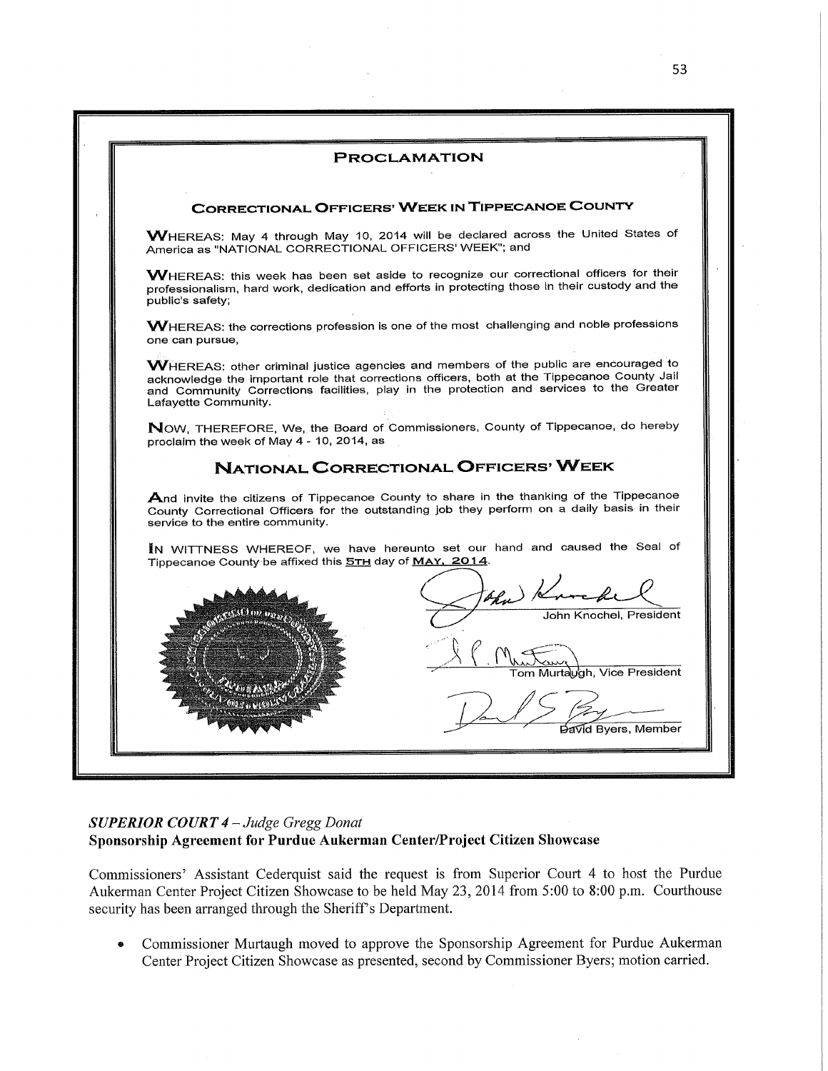## PROCLAMATION

### CORRECTIONAL OFFICERS' WEEK IN TIPPECANOE COUNTY

WHEREAS: May 4 through May 10, 2014 will be declared across the United States of America as "NATIONAL CORRECTIONAL OFFICERS' WEEK"; and

WHEREAS: this week has been set aside to recognize our correctional officers for their professionalism, hard work, dedication and efforts in protecting those in their custody and the public's safety;

WHEREAS: the corrections profession is one of the most challenging and noble professions one can pursue,

WHEREAS: other criminal justice agencies and members of the public are encouraged to acknowledge the important role that corrections officers, both at the Tippecanoe County Jail and Community Corrections facilities, play in the protection and services to the Greater Lafayette Community.

NOW, THEREFORE, We, the Board of Commissioners, County of Tippecanoe, do hereby proclaim the week of May 4 - 10, 2014, as

### NATIONAL CORRECTIONAL OFFICERS' WEEK

And invite the citizens of Tippecanoe County to share in the thanking of the Tippecanoe County Correctional Officers for the outstanding job they perform on a daily basis in their service to the entire community.

IN WITTNESS WHEREOF, we have hereunto set our hand and caused the Seal of Tippecanoe County be affixed this 5TH day of MAY, 2014.

John Knochel, President

Tom Murtaugh, Vice President

David Byers, Member

***SUPERIOR COURT 4** – Judge Gregg Donat*

**Sponsorship Agreement for Purdue Aukerman Center/Project Citizen Showcase**

Commissioners' Assistant Cederquist said the request is from Superior Court 4 to host the Purdue Aukerman Center Project Citizen Showcase to be held May 23, 2014 from 5:00 to 8:00 p.m. Courthouse security has been arranged through the Sheriff's Department.

- Commissioner Murtaugh moved to approve the Sponsorship Agreement for Purdue Aukerman Center Project Citizen Showcase as presented, second by Commissioner Byers; motion carried.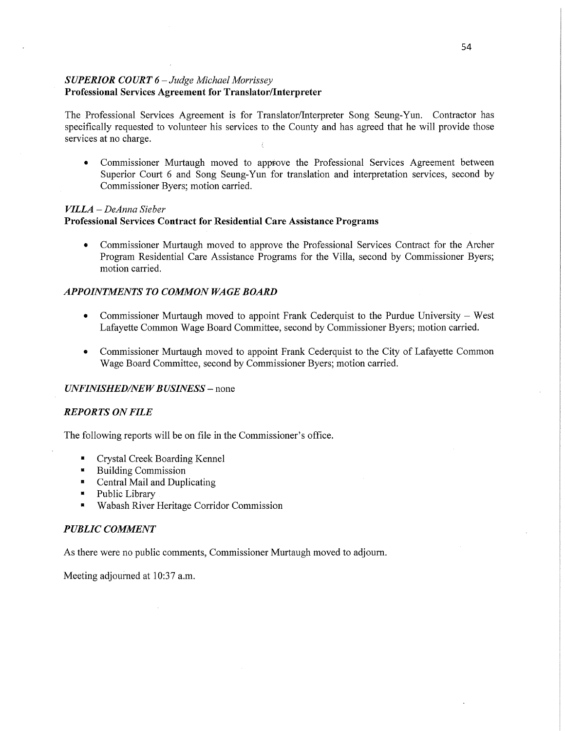### *SUPERIOR COURT 6 – Judge Michael Morrissey*
**Professional Services Agreement for Translator/Interpreter**

The Professional Services Agreement is for Translator/Interpreter Song Seung-Yun. Contractor has specifically requested to volunteer his services to the County and has agreed that he will provide those services at no charge.

- Commissioner Murtaugh moved to approve the Professional Services Agreement between Superior Court 6 and Song Seung-Yun for translation and interpretation services, second by Commissioner Byers; motion carried.

### *VILLA – DeAnna Sieber*
**Professional Services Contract for Residential Care Assistance Programs**

- Commissioner Murtaugh moved to approve the Professional Services Contract for the Archer Program Residential Care Assistance Programs for the Villa, second by Commissioner Byers; motion carried.

### *APPOINTMENTS TO COMMON WAGE BOARD*

- Commissioner Murtaugh moved to appoint Frank Cederquist to the Purdue University – West Lafayette Common Wage Board Committee, second by Commissioner Byers; motion carried.

- Commissioner Murtaugh moved to appoint Frank Cederquist to the City of Lafayette Common Wage Board Committee, second by Commissioner Byers; motion carried.

### *UNFINISHED/NEW BUSINESS* – none

### *REPORTS ON FILE*

The following reports will be on file in the Commissioner's office.

- Crystal Creek Boarding Kennel
- Building Commission
- Central Mail and Duplicating
- Public Library
- Wabash River Heritage Corridor Commission

### *PUBLIC COMMENT*

As there were no public comments, Commissioner Murtaugh moved to adjourn.

Meeting adjourned at 10:37 a.m.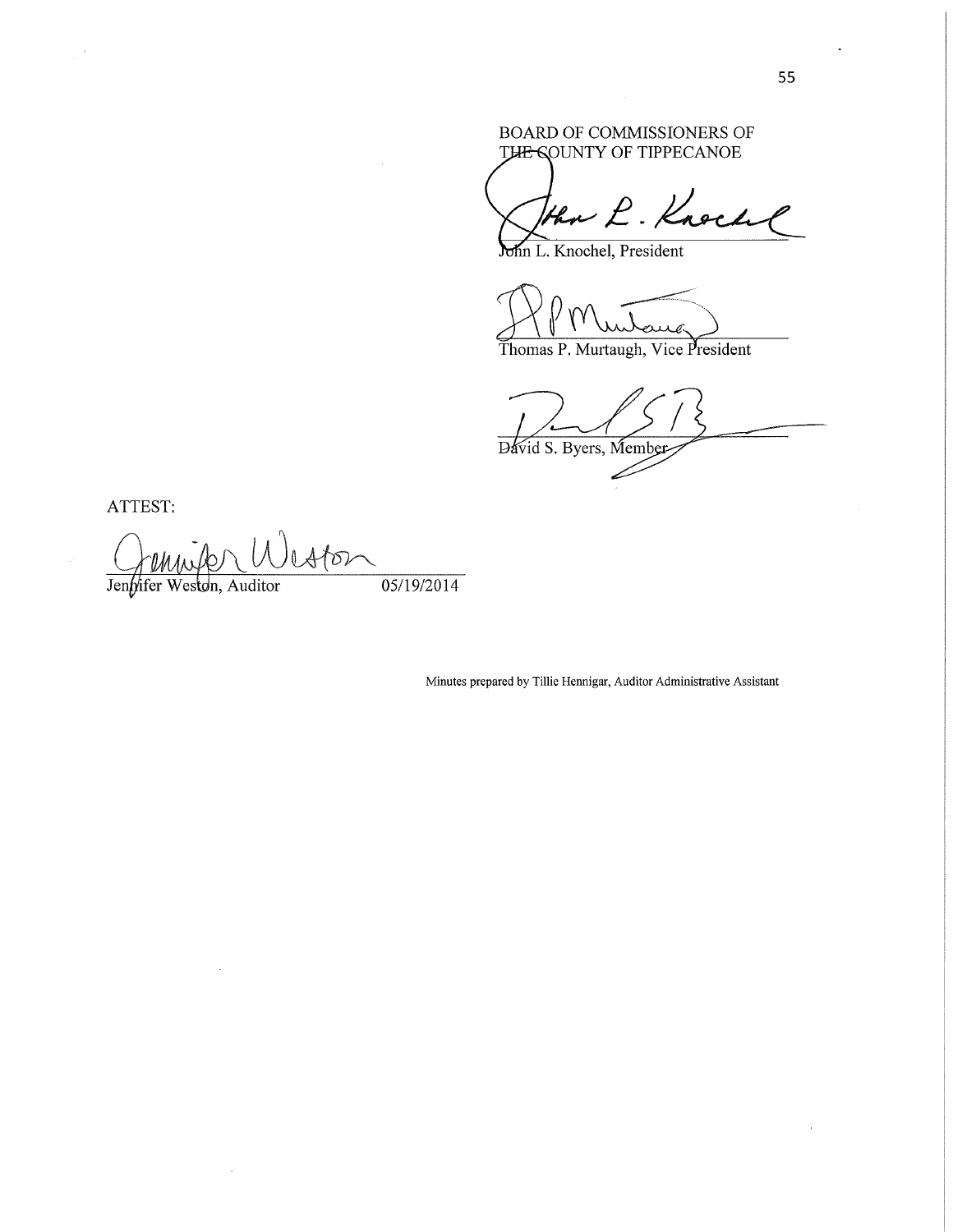BOARD OF COMMISSIONERS OF
THE COUNTY OF TIPPECANOE

John L. Knochel, President

Thomas P. Murtaugh, Vice President

David S. Byers, Member

ATTEST:

Jennifer Weston, Auditor 05/19/2014

Minutes prepared by Tillie Hennigar, Auditor Administrative Assistant